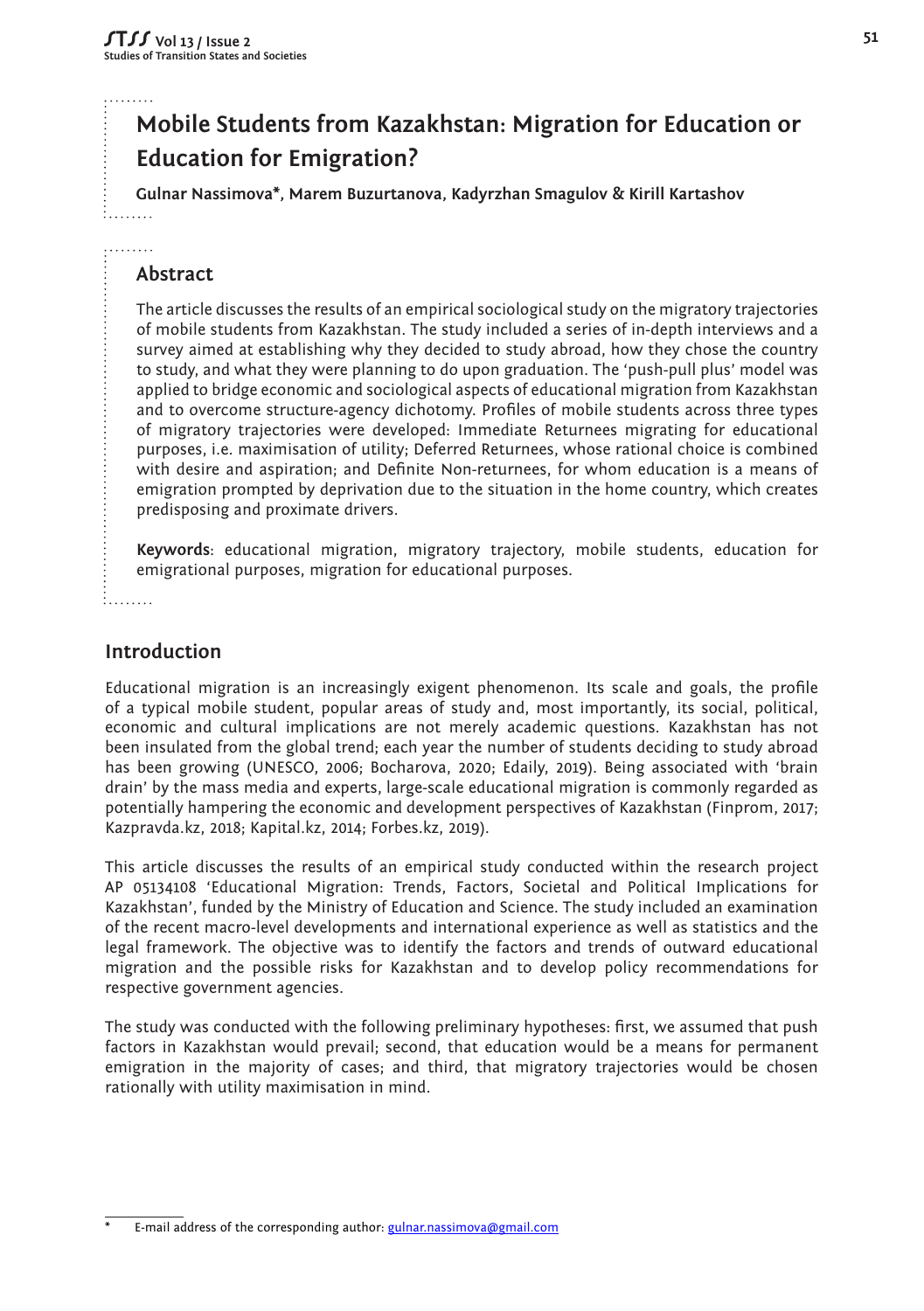# Mobile Students from Kazakhstan: Migration for Education or Education for Emigration?

**Gulnar Nassimova*, Marem Buzurtanova, Kadyrzhan Smagulov & Kirill Kartashov**

## Abstract

The article discusses the results of an empirical sociological study on the migratory trajectories of mobile students from Kazakhstan. The study included a series of in-depth interviews and a survey aimed at establishing why they decided to study abroad, how they chose the country to study, and what they were planning to do upon graduation. The 'push-pull plus' model was applied to bridge economic and sociological aspects of educational migration from Kazakhstan and to overcome structure-agency dichotomy. Profiles of mobile students across three types of migratory trajectories were developed: Immediate Returnees migrating for educational purposes, i.e. maximisation of utility; Deferred Returnees, whose rational choice is combined with desire and aspiration; and Definite Non-returnees, for whom education is a means of emigration prompted by deprivation due to the situation in the home country, which creates predisposing and proximate drivers.

**Keywords**: educational migration, migratory trajectory, mobile students, education for emigrational purposes, migration for educational purposes.

## Introduction

Educational migration is an increasingly exigent phenomenon. Its scale and goals, the profile of a typical mobile student, popular areas of study and, most importantly, its social, political, economic and cultural implications are not merely academic questions. Kazakhstan has not been insulated from the global trend; each year the number of students deciding to study abroad has been growing (UNESCO, 2006; Bocharova, 2020; Edaily, 2019). Being associated with 'brain drain' by the mass media and experts, large-scale educational migration is commonly regarded as potentially hampering the economic and development perspectives of Kazakhstan (Finprom, 2017; Kazpravda.kz, 2018; Kapital.kz, 2014; Forbes.kz, 2019).

This article discusses the results of an empirical study conducted within the research project AP 05134108 'Educational Migration: Trends, Factors, Societal and Political Implications for Kazakhstan', funded by the Ministry of Education and Science. The study included an examination of the recent macro-level developments and international experience as well as statistics and the legal framework. The objective was to identify the factors and trends of outward educational migration and the possible risks for Kazakhstan and to develop policy recommendations for respective government agencies.

The study was conducted with the following preliminary hypotheses: first, we assumed that push factors in Kazakhstan would prevail; second, that education would be a means for permanent emigration in the majority of cases; and third, that migratory trajectories would be chosen rationally with utility maximisation in mind.

* E-mail address of the corresponding author: gulnar.nassimova@gmail.com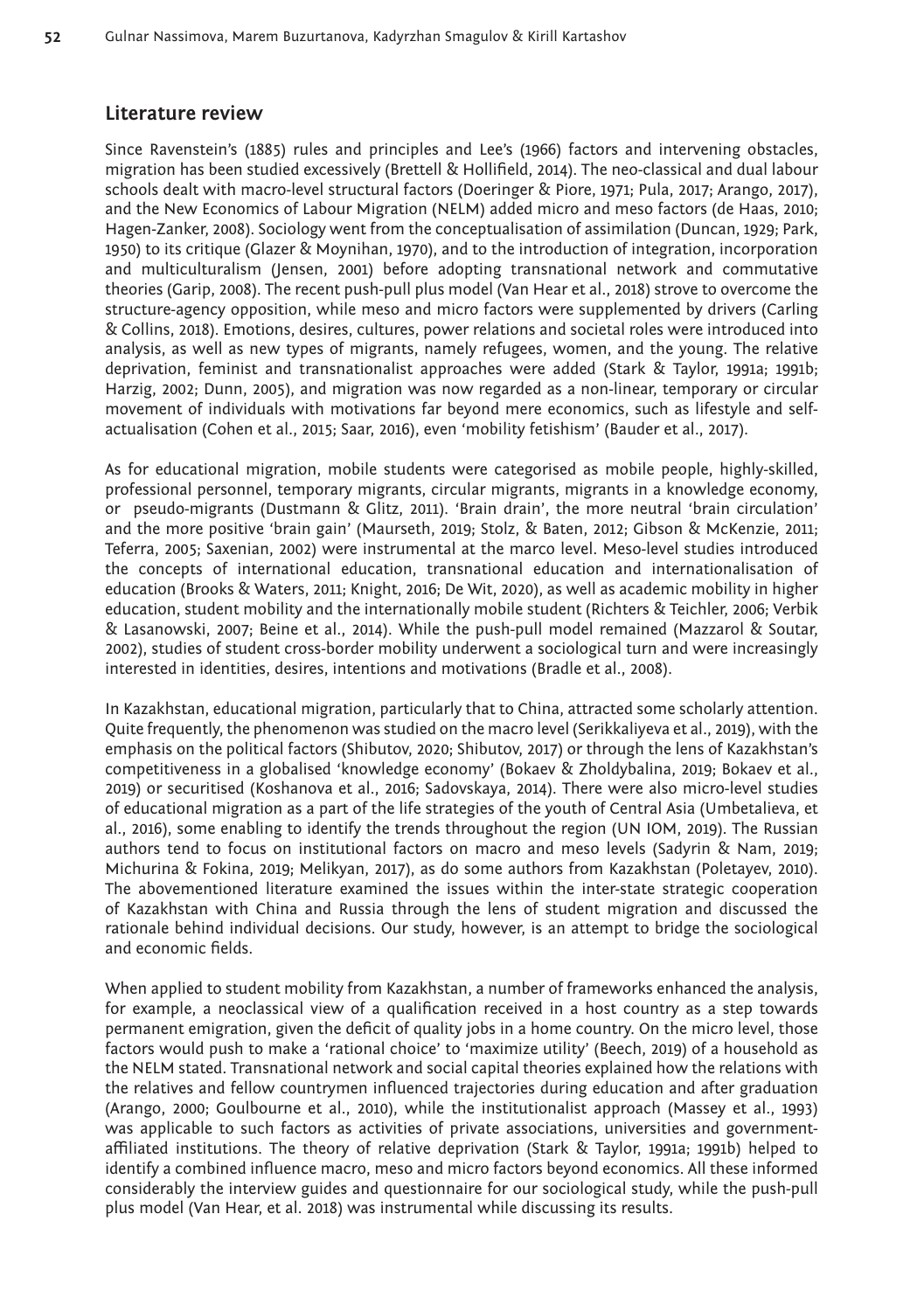## Literature review

Since Ravenstein's (1885) rules and principles and Lee's (1966) factors and intervening obstacles, migration has been studied excessively (Brettell & Hollifield, 2014). The neo-classical and dual labour schools dealt with macro-level structural factors (Doeringer & Piore, 1971; Pula, 2017; Arango, 2017), and the New Economics of Labour Migration (NELM) added micro and meso factors (de Haas, 2010; Hagen-Zanker, 2008). Sociology went from the conceptualisation of assimilation (Duncan, 1929; Park, 1950) to its critique (Glazer & Moynihan, 1970), and to the introduction of integration, incorporation and multiculturalism (Jensen, 2001) before adopting transnational network and commutative theories (Garip, 2008). The recent push-pull plus model (Van Hear et al., 2018) strove to overcome the structure-agency opposition, while meso and micro factors were supplemented by drivers (Carling & Collins, 2018). Emotions, desires, cultures, power relations and societal roles were introduced into analysis, as well as new types of migrants, namely refugees, women, and the young. The relative deprivation, feminist and transnationalist approaches were added (Stark & Taylor, 1991a; 1991b; Harzig, 2002; Dunn, 2005), and migration was now regarded as a non-linear, temporary or circular movement of individuals with motivations far beyond mere economics, such as lifestyle and self-actualisation (Cohen et al., 2015; Saar, 2016), even 'mobility fetishism' (Bauder et al., 2017).

As for educational migration, mobile students were categorised as mobile people, highly-skilled, professional personnel, temporary migrants, circular migrants, migrants in a knowledge economy, or pseudo-migrants (Dustmann & Glitz, 2011). 'Brain drain', the more neutral 'brain circulation' and the more positive 'brain gain' (Maurseth, 2019; Stolz, & Baten, 2012; Gibson & McKenzie, 2011; Teferra, 2005; Saxenian, 2002) were instrumental at the marco level. Meso-level studies introduced the concepts of international education, transnational education and internationalisation of education (Brooks & Waters, 2011; Knight, 2016; De Wit, 2020), as well as academic mobility in higher education, student mobility and the internationally mobile student (Richters & Teichler, 2006; Verbik & Lasanowski, 2007; Beine et al., 2014). While the push-pull model remained (Mazzarol & Soutar, 2002), studies of student cross-border mobility underwent a sociological turn and were increasingly interested in identities, desires, intentions and motivations (Bradle et al., 2008).

In Kazakhstan, educational migration, particularly that to China, attracted some scholarly attention. Quite frequently, the phenomenon was studied on the macro level (Serikkaliyeva et al., 2019), with the emphasis on the political factors (Shibutov, 2020; Shibutov, 2017) or through the lens of Kazakhstan's competitiveness in a globalised 'knowledge economy' (Bokaev & Zholdybalina, 2019; Bokaev et al., 2019) or securitised (Koshanova et al., 2016; Sadovskaya, 2014). There were also micro-level studies of educational migration as a part of the life strategies of the youth of Central Asia (Umbetalieva, et al., 2016), some enabling to identify the trends throughout the region (UN IOM, 2019). The Russian authors tend to focus on institutional factors on macro and meso levels (Sadyrin & Nam, 2019; Michurina & Fokina, 2019; Melikyan, 2017), as do some authors from Kazakhstan (Poletayev, 2010). The abovementioned literature examined the issues within the inter-state strategic cooperation of Kazakhstan with China and Russia through the lens of student migration and discussed the rationale behind individual decisions. Our study, however, is an attempt to bridge the sociological and economic fields.

When applied to student mobility from Kazakhstan, a number of frameworks enhanced the analysis, for example, a neoclassical view of a qualification received in a host country as a step towards permanent emigration, given the deficit of quality jobs in a home country. On the micro level, those factors would push to make a 'rational choice' to 'maximize utility' (Beech, 2019) of a household as the NELM stated. Transnational network and social capital theories explained how the relations with the relatives and fellow countrymen influenced trajectories during education and after graduation (Arango, 2000; Goulbourne et al., 2010), while the institutionalist approach (Massey et al., 1993) was applicable to such factors as activities of private associations, universities and government-affiliated institutions. The theory of relative deprivation (Stark & Taylor, 1991a; 1991b) helped to identify a combined influence macro, meso and micro factors beyond economics. All these informed considerably the interview guides and questionnaire for our sociological study, while the push-pull plus model (Van Hear, et al. 2018) was instrumental while discussing its results.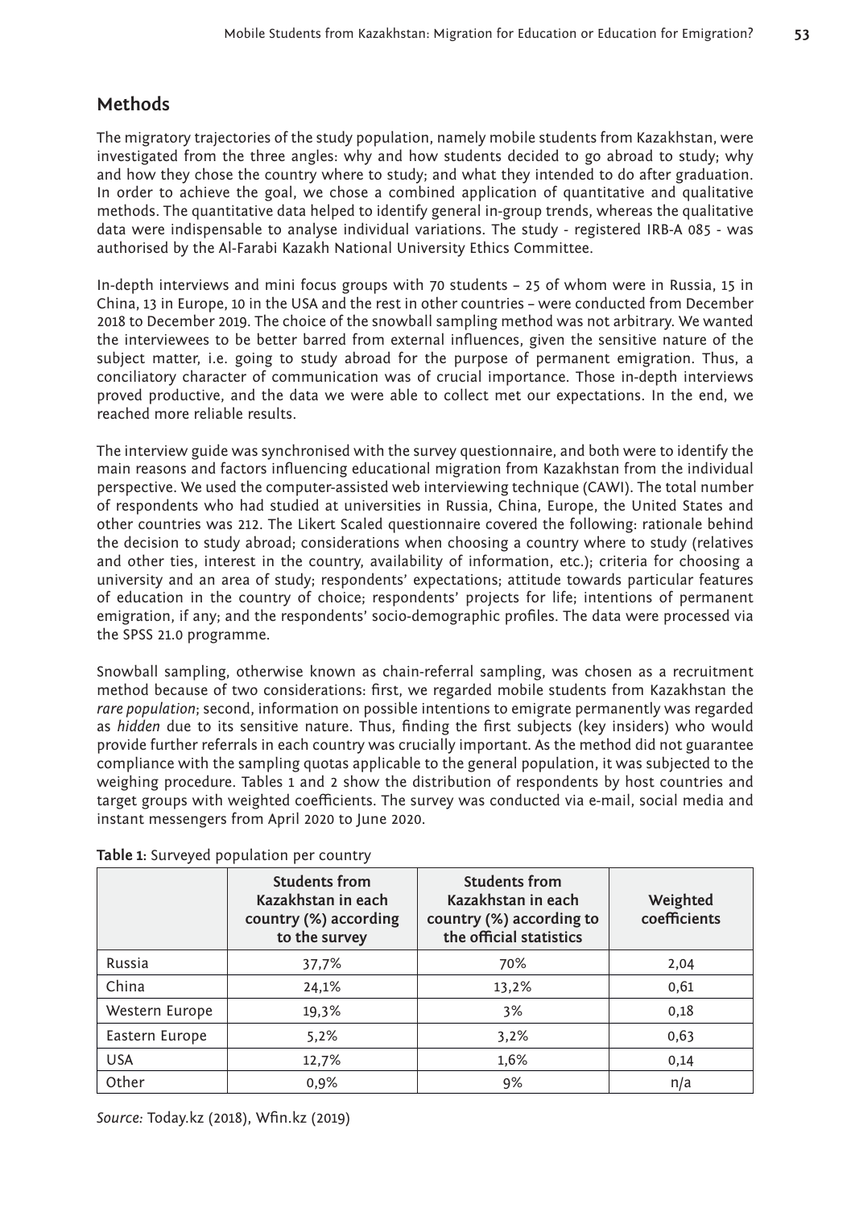## Methods

The migratory trajectories of the study population, namely mobile students from Kazakhstan, were investigated from the three angles: why and how students decided to go abroad to study; why and how they chose the country where to study; and what they intended to do after graduation. In order to achieve the goal, we chose a combined application of quantitative and qualitative methods. The quantitative data helped to identify general in-group trends, whereas the qualitative data were indispensable to analyse individual variations. The study - registered IRB-A 085 - was authorised by the Al-Farabi Kazakh National University Ethics Committee.

In-depth interviews and mini focus groups with 70 students – 25 of whom were in Russia, 15 in China, 13 in Europe, 10 in the USA and the rest in other countries – were conducted from December 2018 to December 2019. The choice of the snowball sampling method was not arbitrary. We wanted the interviewees to be better barred from external influences, given the sensitive nature of the subject matter, i.e. going to study abroad for the purpose of permanent emigration. Thus, a conciliatory character of communication was of crucial importance. Those in-depth interviews proved productive, and the data we were able to collect met our expectations. In the end, we reached more reliable results.

The interview guide was synchronised with the survey questionnaire, and both were to identify the main reasons and factors influencing educational migration from Kazakhstan from the individual perspective. We used the computer-assisted web interviewing technique (CAWI). The total number of respondents who had studied at universities in Russia, China, Europe, the United States and other countries was 212. The Likert Scaled questionnaire covered the following: rationale behind the decision to study abroad; considerations when choosing a country where to study (relatives and other ties, interest in the country, availability of information, etc.); criteria for choosing a university and an area of study; respondents' expectations; attitude towards particular features of education in the country of choice; respondents' projects for life; intentions of permanent emigration, if any; and the respondents' socio-demographic profiles. The data were processed via the SPSS 21.0 programme.

Snowball sampling, otherwise known as chain-referral sampling, was chosen as a recruitment method because of two considerations: first, we regarded mobile students from Kazakhstan the *rare population*; second, information on possible intentions to emigrate permanently was regarded as *hidden* due to its sensitive nature. Thus, finding the first subjects (key insiders) who would provide further referrals in each country was crucially important. As the method did not guarantee compliance with the sampling quotas applicable to the general population, it was subjected to the weighing procedure. Tables 1 and 2 show the distribution of respondents by host countries and target groups with weighted coefficients. The survey was conducted via e-mail, social media and instant messengers from April 2020 to June 2020.

**Table 1**: Surveyed population per country

| | Students from Kazakhstan in each country (%) according to the survey | Students from Kazakhstan in each country (%) according to the official statistics | Weighted coefficients |
|---|---|---|---|
| Russia | 37,7% | 70% | 2,04 |
| China | 24,1% | 13,2% | 0,61 |
| Western Europe | 19,3% | 3% | 0,18 |
| Eastern Europe | 5,2% | 3,2% | 0,63 |
| USA | 12,7% | 1,6% | 0,14 |
| Other | 0,9% | 9% | n/a |

*Source:* Today.kz (2018), Wfin.kz (2019)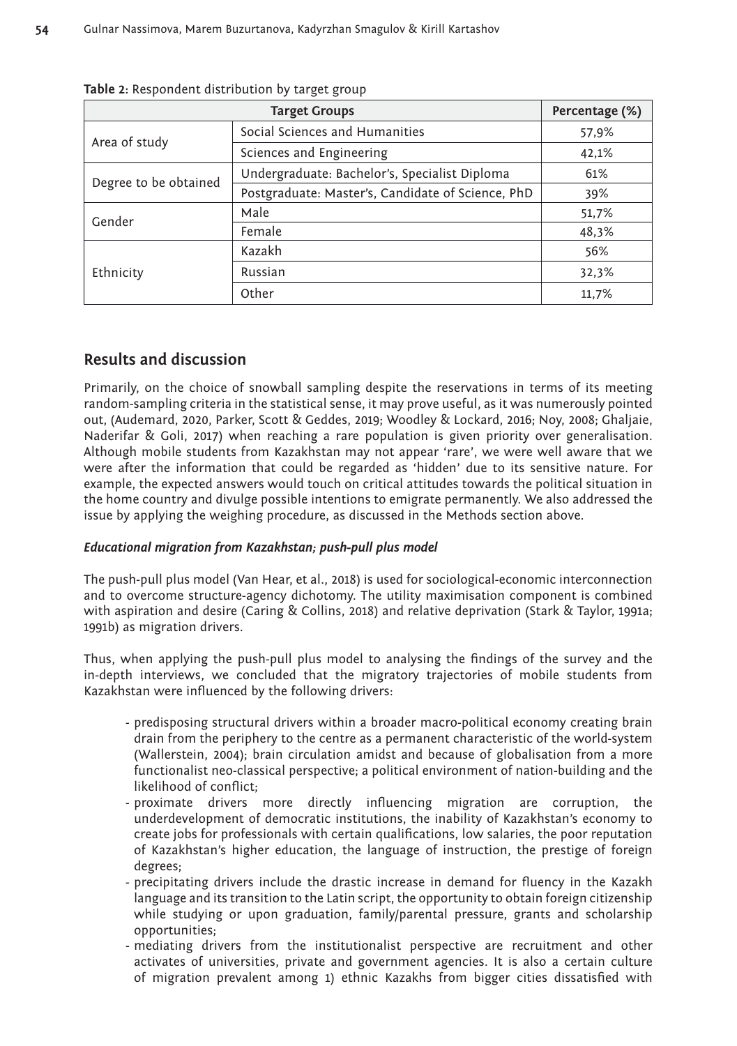**Table 2:** Respondent distribution by target group

| Target Groups | | Percentage (%) |
|---|---|---|
| Area of study | Social Sciences and Humanities | 57,9% |
| | Sciences and Engineering | 42,1% |
| Degree to be obtained | Undergraduate: Bachelor's, Specialist Diploma | 61% |
| | Postgraduate: Master's, Candidate of Science, PhD | 39% |
| Gender | Male | 51,7% |
| | Female | 48,3% |
| Ethnicity | Kazakh | 56% |
| | Russian | 32,3% |
| | Other | 11,7% |

## Results and discussion

Primarily, on the choice of snowball sampling despite the reservations in terms of its meeting random-sampling criteria in the statistical sense, it may prove useful, as it was numerously pointed out, (Audemard, 2020, Parker, Scott & Geddes, 2019; Woodley & Lockard, 2016; Noy, 2008; Ghaljaie, Naderifar & Goli, 2017) when reaching a rare population is given priority over generalisation. Although mobile students from Kazakhstan may not appear 'rare', we were well aware that we were after the information that could be regarded as 'hidden' due to its sensitive nature. For example, the expected answers would touch on critical attitudes towards the political situation in the home country and divulge possible intentions to emigrate permanently. We also addressed the issue by applying the weighing procedure, as discussed in the Methods section above.

### *Educational migration from Kazakhstan; push-pull plus model*

The push-pull plus model (Van Hear, et al., 2018) is used for sociological-economic interconnection and to overcome structure-agency dichotomy. The utility maximisation component is combined with aspiration and desire (Caring & Collins, 2018) and relative deprivation (Stark & Taylor, 1991a; 1991b) as migration drivers.

Thus, when applying the push-pull plus model to analysing the findings of the survey and the in-depth interviews, we concluded that the migratory trajectories of mobile students from Kazakhstan were influenced by the following drivers:

- predisposing structural drivers within a broader macro-political economy creating brain drain from the periphery to the centre as a permanent characteristic of the world-system (Wallerstein, 2004); brain circulation amidst and because of globalisation from a more functionalist neo-classical perspective; a political environment of nation-building and the likelihood of conflict;
- proximate drivers more directly influencing migration are corruption, the underdevelopment of democratic institutions, the inability of Kazakhstan's economy to create jobs for professionals with certain qualifications, low salaries, the poor reputation of Kazakhstan's higher education, the language of instruction, the prestige of foreign degrees;
- precipitating drivers include the drastic increase in demand for fluency in the Kazakh language and its transition to the Latin script, the opportunity to obtain foreign citizenship while studying or upon graduation, family/parental pressure, grants and scholarship opportunities;
- mediating drivers from the institutionalist perspective are recruitment and other activates of universities, private and government agencies. It is also a certain culture of migration prevalent among 1) ethnic Kazakhs from bigger cities dissatisfied with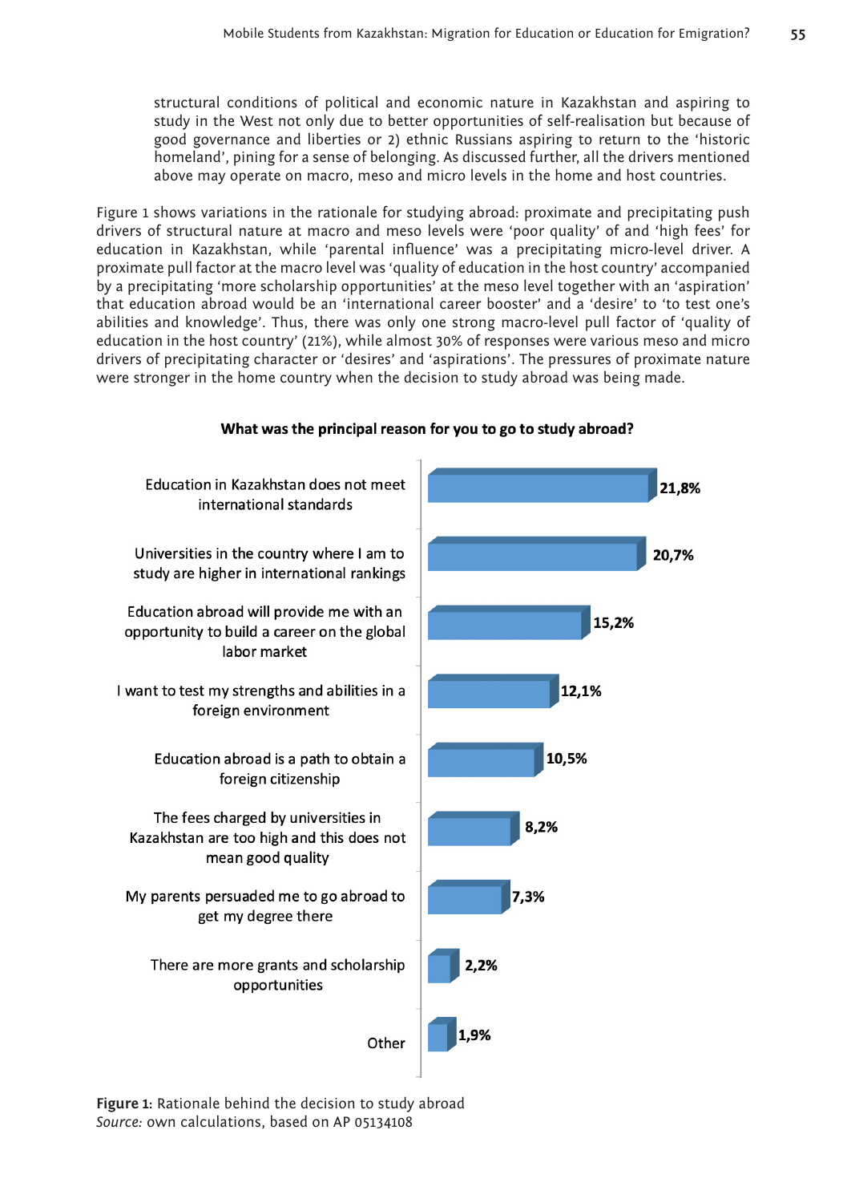structural conditions of political and economic nature in Kazakhstan and aspiring to study in the West not only due to better opportunities of self-realisation but because of good governance and liberties or 2) ethnic Russians aspiring to return to the 'historic homeland', pining for a sense of belonging. As discussed further, all the drivers mentioned above may operate on macro, meso and micro levels in the home and host countries.

Figure 1 shows variations in the rationale for studying abroad: proximate and precipitating push drivers of structural nature at macro and meso levels were 'poor quality' of and 'high fees' for education in Kazakhstan, while 'parental influence' was a precipitating micro-level driver. A proximate pull factor at the macro level was 'quality of education in the host country' accompanied by a precipitating 'more scholarship opportunities' at the meso level together with an 'aspiration' that education abroad would be an 'international career booster' and a 'desire' to 'to test one's abilities and knowledge'. Thus, there was only one strong macro-level pull factor of 'quality of education in the host country' (21%), while almost 30% of responses were various meso and micro drivers of precipitating character or 'desires' and 'aspirations'. The pressures of proximate nature were stronger in the home country when the decision to study abroad was being made.

**What was the principal reason for you to go to study abroad?**

| Reason | % |
|---|---|
| Education in Kazakhstan does not meet international standards | 21,8% |
| Universities in the country where I am to study are higher in international rankings | 20,7% |
| Education abroad will provide me with an opportunity to build a career on the global labor market | 15,2% |
| I want to test my strengths and abilities in a foreign environment | 12,1% |
| Education abroad is a path to obtain a foreign citizenship | 10,5% |
| The fees charged by universities in Kazakhstan are too high and this does not mean good quality | 8,2% |
| My parents persuaded me to go abroad to get my degree there | 7,3% |
| There are more grants and scholarship opportunities | 2,2% |
| Other | 1,9% |

**Figure 1:** Rationale behind the decision to study abroad
*Source:* own calculations, based on AP 05134108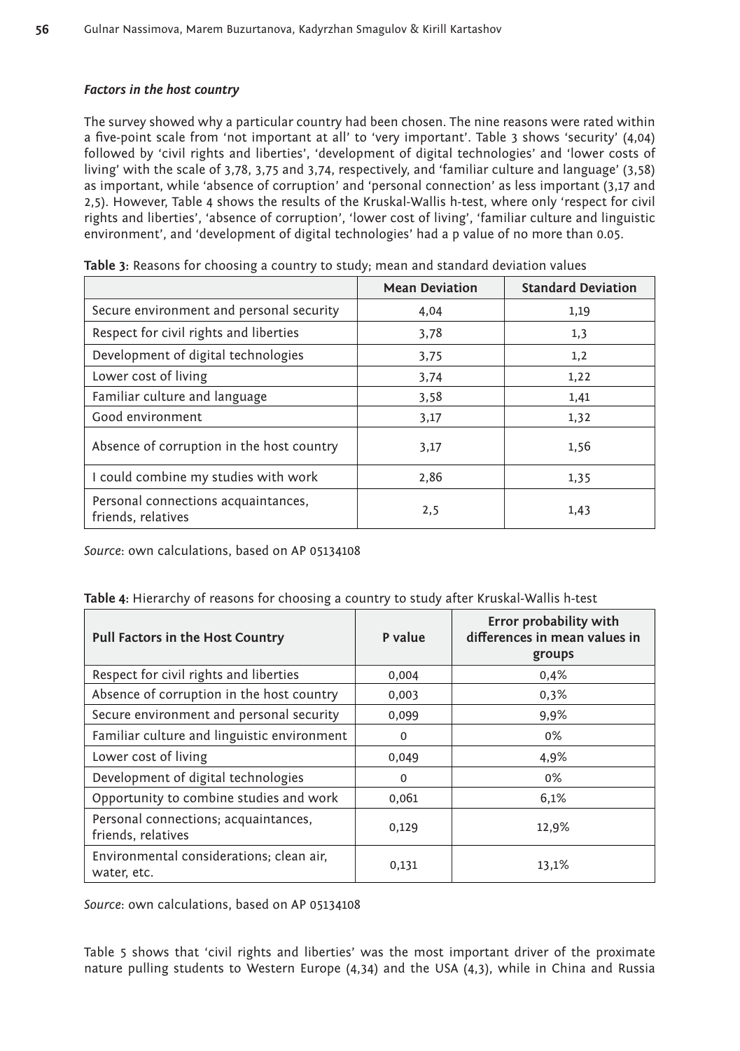### *Factors in the host country*

The survey showed why a particular country had been chosen. The nine reasons were rated within a five-point scale from 'not important at all' to 'very important'. Table 3 shows 'security' (4,04) followed by 'civil rights and liberties', 'development of digital technologies' and 'lower costs of living' with the scale of 3,78, 3,75 and 3,74, respectively, and 'familiar culture and language' (3,58) as important, while 'absence of corruption' and 'personal connection' as less important (3,17 and 2,5). However, Table 4 shows the results of the Kruskal-Wallis h-test, where only 'respect for civil rights and liberties', 'absence of corruption', 'lower cost of living', 'familiar culture and linguistic environment', and 'development of digital technologies' had a p value of no more than 0.05.

**Table 3:** Reasons for choosing a country to study; mean and standard deviation values

| | Mean Deviation | Standard Deviation |
|---|---|---|
| Secure environment and personal security | 4,04 | 1,19 |
| Respect for civil rights and liberties | 3,78 | 1,3 |
| Development of digital technologies | 3,75 | 1,2 |
| Lower cost of living | 3,74 | 1,22 |
| Familiar culture and language | 3,58 | 1,41 |
| Good environment | 3,17 | 1,32 |
| Absence of corruption in the host country | 3,17 | 1,56 |
| I could combine my studies with work | 2,86 | 1,35 |
| Personal connections acquaintances, friends, relatives | 2,5 | 1,43 |

*Source*: own calculations, based on AP 05134108

**Table 4:** Hierarchy of reasons for choosing a country to study after Kruskal-Wallis h-test

| Pull Factors in the Host Country | P value | Error probability with differences in mean values in groups |
|---|---|---|
| Respect for civil rights and liberties | 0,004 | 0,4% |
| Absence of corruption in the host country | 0,003 | 0,3% |
| Secure environment and personal security | 0,099 | 9,9% |
| Familiar culture and linguistic environment | 0 | 0% |
| Lower cost of living | 0,049 | 4,9% |
| Development of digital technologies | 0 | 0% |
| Opportunity to combine studies and work | 0,061 | 6,1% |
| Personal connections; acquaintances, friends, relatives | 0,129 | 12,9% |
| Environmental considerations; clean air, water, etc. | 0,131 | 13,1% |

*Source*: own calculations, based on AP 05134108

Table 5 shows that 'civil rights and liberties' was the most important driver of the proximate nature pulling students to Western Europe (4,34) and the USA (4,3), while in China and Russia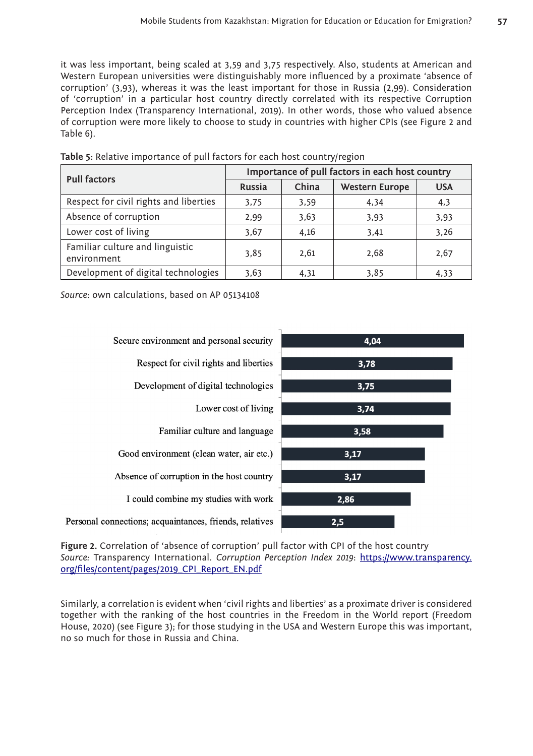it was less important, being scaled at 3,59 and 3,75 respectively. Also, students at American and Western European universities were distinguishably more influenced by a proximate 'absence of corruption' (3,93), whereas it was the least important for those in Russia (2,99). Consideration of 'corruption' in a particular host country directly correlated with its respective Corruption Perception Index (Transparency International, 2019). In other words, those who valued absence of corruption were more likely to choose to study in countries with higher CPIs (see Figure 2 and Table 6).

**Table 5:** Relative importance of pull factors for each host country/region

| Pull factors | Importance of pull factors in each host country | | | |
|---|---|---|---|---|
| | Russia | China | Western Europe | USA |
| Respect for civil rights and liberties | 3,75 | 3,59 | 4,34 | 4,3 |
| Absence of corruption | 2,99 | 3,63 | 3,93 | 3,93 |
| Lower cost of living | 3,67 | 4,16 | 3,41 | 3,26 |
| Familiar culture and linguistic environment | 3,85 | 2,61 | 2,68 | 2,67 |
| Development of digital technologies | 3,63 | 4,31 | 3,85 | 4,33 |

*Source*: own calculations, based on AP 05134108

| Pull factor | Value |
|---|---|
| Secure environment and personal security | 4,04 |
| Respect for civil rights and liberties | 3,78 |
| Development of digital technologies | 3,75 |
| Lower cost of living | 3,74 |
| Familiar culture and language | 3,58 |
| Good environment (clean water, air etc.) | 3,17 |
| Absence of corruption in the host country | 3,17 |
| I could combine my studies with work | 2,86 |
| Personal connections; acquaintances, friends, relatives | 2,5 |

**Figure 2.** Correlation of 'absence of corruption' pull factor with CPI of the host country
*Source:* Transparency International. *Corruption Perception Index 2019*: https://www.transparency.org/files/content/pages/2019_CPI_Report_EN.pdf

Similarly, a correlation is evident when 'civil rights and liberties' as a proximate driver is considered together with the ranking of the host countries in the Freedom in the World report (Freedom House, 2020) (see Figure 3); for those studying in the USA and Western Europe this was important, no so much for those in Russia and China.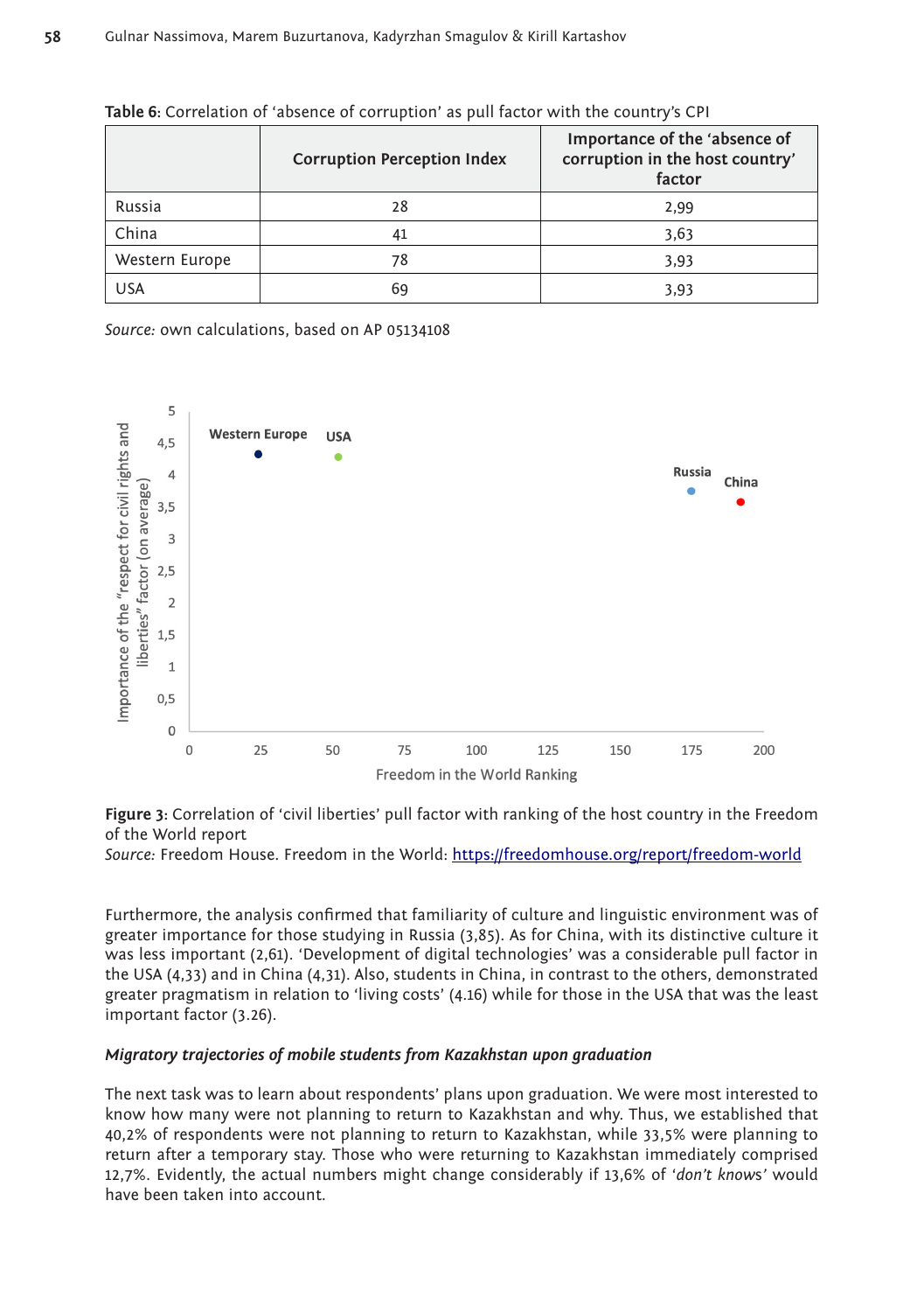**Table 6**: Correlation of 'absence of corruption' as pull factor with the country's CPI

| | Corruption Perception Index | Importance of the 'absence of corruption in the host country' factor |
|---|---|---|
| Russia | 28 | 2,99 |
| China | 41 | 3,63 |
| Western Europe | 78 | 3,93 |
| USA | 69 | 3,93 |

*Source:* own calculations, based on AP 05134108

**Figure 3**: Correlation of 'civil liberties' pull factor with ranking of the host country in the Freedom of the World report
*Source:* Freedom House. Freedom in the World: https://freedomhouse.org/report/freedom-world

Furthermore, the analysis confirmed that familiarity of culture and linguistic environment was of greater importance for those studying in Russia (3,85). As for China, with its distinctive culture it was less important (2,61). 'Development of digital technologies' was a considerable pull factor in the USA (4,33) and in China (4,31). Also, students in China, in contrast to the others, demonstrated greater pragmatism in relation to 'living costs' (4.16) while for those in the USA that was the least important factor (3.26).

#### *Migratory trajectories of mobile students from Kazakhstan upon graduation*

The next task was to learn about respondents' plans upon graduation. We were most interested to know how many were not planning to return to Kazakhstan and why. Thus, we established that 40,2% of respondents were not planning to return to Kazakhstan, while 33,5% were planning to return after a temporary stay. Those who were returning to Kazakhstan immediately comprised 12,7%. Evidently, the actual numbers might change considerably if 13,6% of '*don't know*s' would have been taken into account.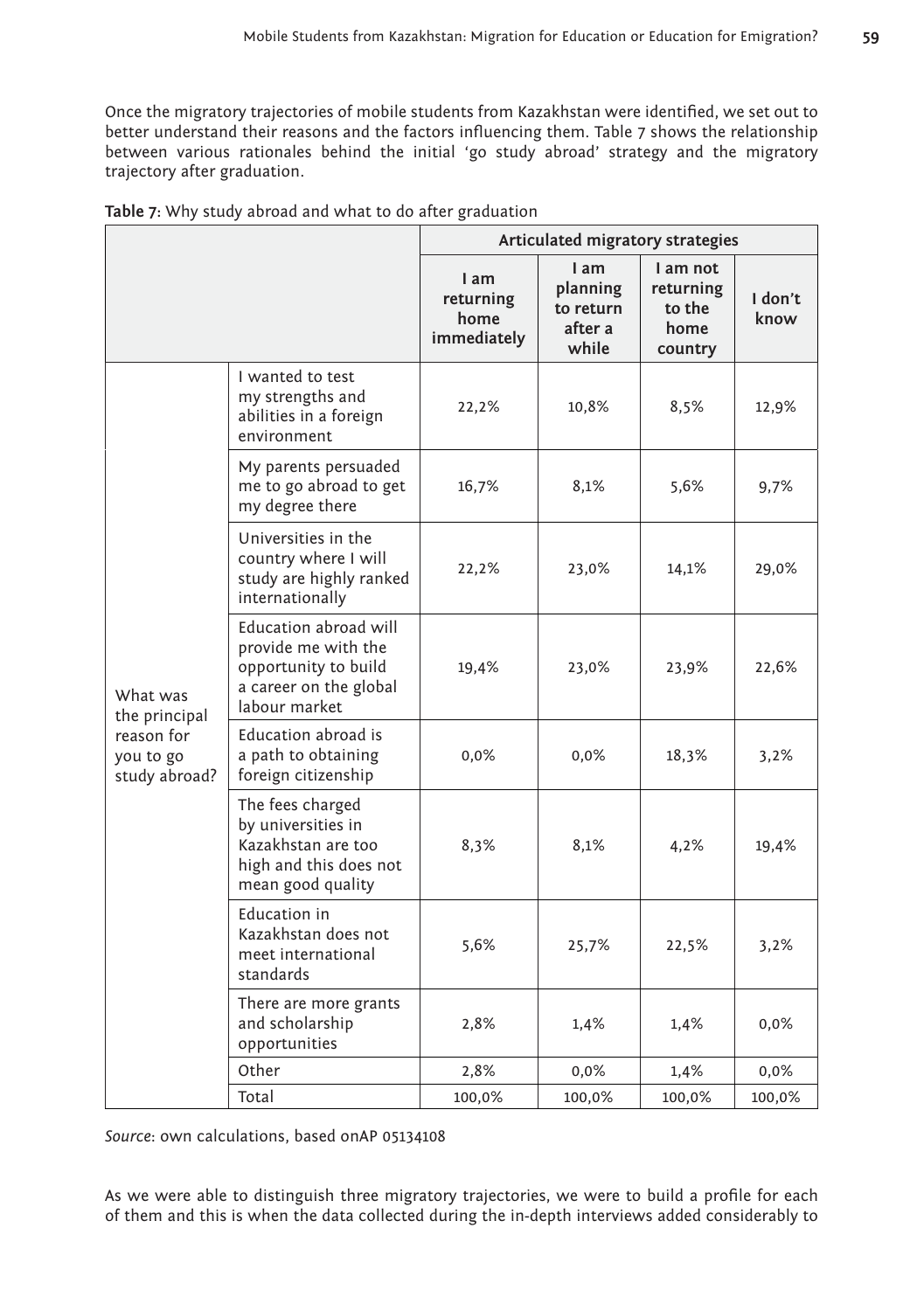Once the migratory trajectories of mobile students from Kazakhstan were identified, we set out to better understand their reasons and the factors influencing them. Table 7 shows the relationship between various rationales behind the initial 'go study abroad' strategy and the migratory trajectory after graduation.

**Table 7**: Why study abroad and what to do after graduation

| | | Articulated migratory strategies | | | |
|---|---|---|---|---|---|
| | | I am returning home immediately | I am planning to return after a while | I am not returning to the home country | I don't know |
| What was the principal reason for you to go study abroad? | I wanted to test my strengths and abilities in a foreign environment | 22,2% | 10,8% | 8,5% | 12,9% |
| | My parents persuaded me to go abroad to get my degree there | 16,7% | 8,1% | 5,6% | 9,7% |
| | Universities in the country where I will study are highly ranked internationally | 22,2% | 23,0% | 14,1% | 29,0% |
| | Education abroad will provide me with the opportunity to build a career on the global labour market | 19,4% | 23,0% | 23,9% | 22,6% |
| | Education abroad is a path to obtaining foreign citizenship | 0,0% | 0,0% | 18,3% | 3,2% |
| | The fees charged by universities in Kazakhstan are too high and this does not mean good quality | 8,3% | 8,1% | 4,2% | 19,4% |
| | Education in Kazakhstan does not meet international standards | 5,6% | 25,7% | 22,5% | 3,2% |
| | There are more grants and scholarship opportunities | 2,8% | 1,4% | 1,4% | 0,0% |
| | Other | 2,8% | 0,0% | 1,4% | 0,0% |
| | Total | 100,0% | 100,0% | 100,0% | 100,0% |

*Source*: own calculations, based onAP 05134108

As we were able to distinguish three migratory trajectories, we were to build a profile for each of them and this is when the data collected during the in-depth interviews added considerably to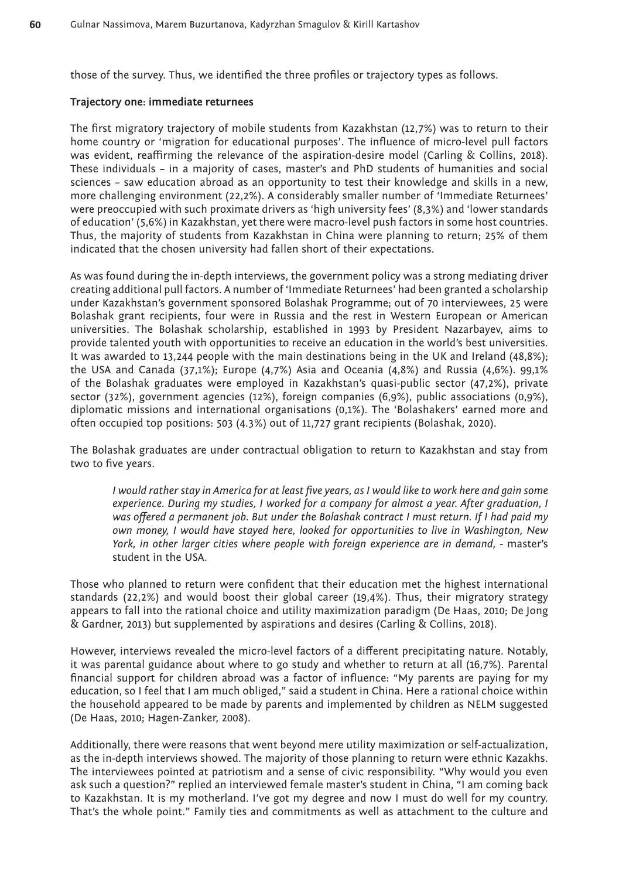those of the survey. Thus, we identified the three profiles or trajectory types as follows.

**Trajectory one: immediate returnees**

The first migratory trajectory of mobile students from Kazakhstan (12,7%) was to return to their home country or 'migration for educational purposes'. The influence of micro-level pull factors was evident, reaffirming the relevance of the aspiration-desire model (Carling & Collins, 2018). These individuals – in a majority of cases, master's and PhD students of humanities and social sciences – saw education abroad as an opportunity to test their knowledge and skills in a new, more challenging environment (22,2%). A considerably smaller number of 'Immediate Returnees' were preoccupied with such proximate drivers as 'high university fees' (8,3%) and 'lower standards of education' (5,6%) in Kazakhstan, yet there were macro-level push factors in some host countries. Thus, the majority of students from Kazakhstan in China were planning to return; 25% of them indicated that the chosen university had fallen short of their expectations.

As was found during the in-depth interviews, the government policy was a strong mediating driver creating additional pull factors. A number of 'Immediate Returnees' had been granted a scholarship under Kazakhstan's government sponsored Bolashak Programme; out of 70 interviewees, 25 were Bolashak grant recipients, four were in Russia and the rest in Western European or American universities. The Bolashak scholarship, established in 1993 by President Nazarbayev, aims to provide talented youth with opportunities to receive an education in the world's best universities. It was awarded to 13,244 people with the main destinations being in the UK and Ireland (48,8%); the USA and Canada (37,1%); Europe (4,7%) Asia and Oceania (4,8%) and Russia (4,6%). 99,1% of the Bolashak graduates were employed in Kazakhstan's quasi-public sector (47,2%), private sector (32%), government agencies (12%), foreign companies (6,9%), public associations (0,9%), diplomatic missions and international organisations (0,1%). The 'Bolashakers' earned more and often occupied top positions: 503 (4.3%) out of 11,727 grant recipients (Bolashak, 2020).

The Bolashak graduates are under contractual obligation to return to Kazakhstan and stay from two to five years.

> *I would rather stay in America for at least five years, as I would like to work here and gain some experience. During my studies, I worked for a company for almost a year. After graduation, I was offered a permanent job. But under the Bolashak contract I must return. If I had paid my own money, I would have stayed here, looked for opportunities to live in Washington, New York, in other larger cities where people with foreign experience are in demand,* - master's student in the USA.

Those who planned to return were confident that their education met the highest international standards (22,2%) and would boost their global career (19,4%). Thus, their migratory strategy appears to fall into the rational choice and utility maximization paradigm (De Haas, 2010; De Jong & Gardner, 2013) but supplemented by aspirations and desires (Carling & Collins, 2018).

However, interviews revealed the micro-level factors of a different precipitating nature. Notably, it was parental guidance about where to go study and whether to return at all (16,7%). Parental financial support for children abroad was a factor of influence: "My parents are paying for my education, so I feel that I am much obliged," said a student in China. Here a rational choice within the household appeared to be made by parents and implemented by children as NELM suggested (De Haas, 2010; Hagen-Zanker, 2008).

Additionally, there were reasons that went beyond mere utility maximization or self-actualization, as the in-depth interviews showed. The majority of those planning to return were ethnic Kazakhs. The interviewees pointed at patriotism and a sense of civic responsibility. "Why would you even ask such a question?" replied an interviewed female master's student in China, "I am coming back to Kazakhstan. It is my motherland. I've got my degree and now I must do well for my country. That's the whole point." Family ties and commitments as well as attachment to the culture and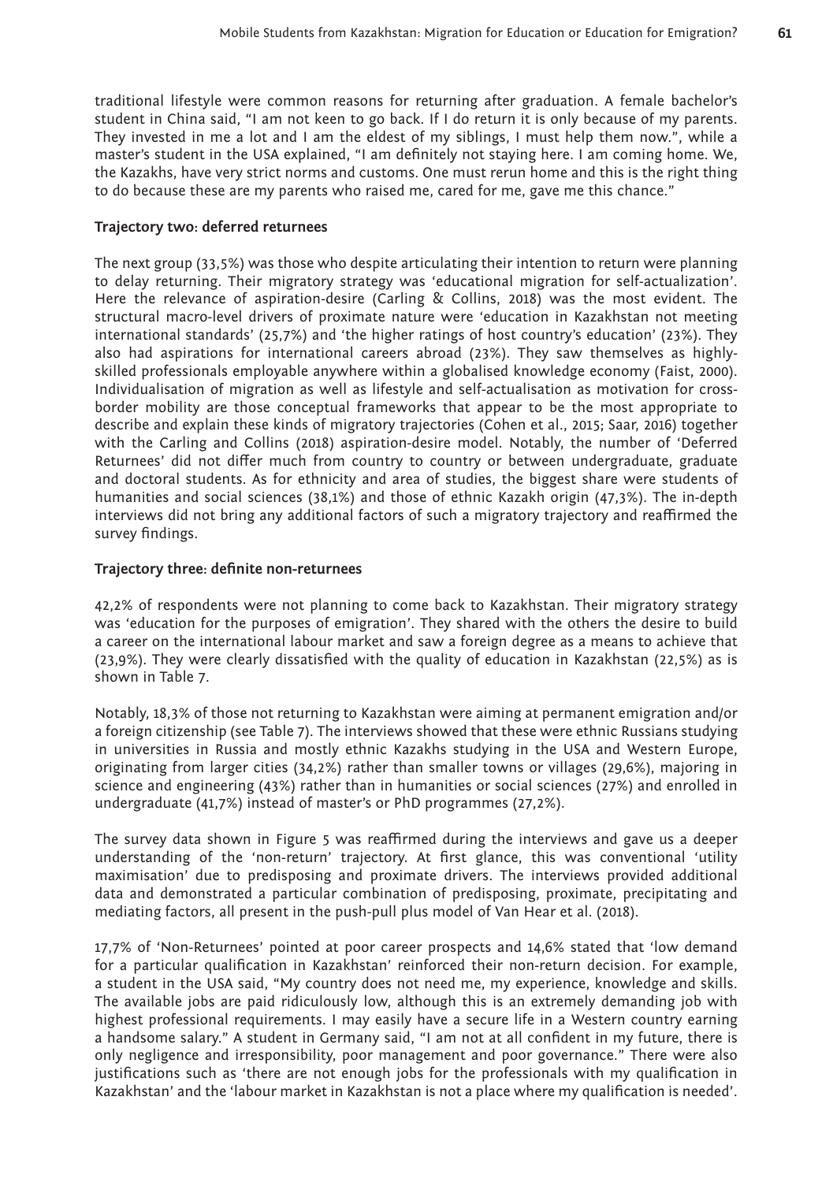traditional lifestyle were common reasons for returning after graduation. A female bachelor's student in China said, "I am not keen to go back. If I do return it is only because of my parents. They invested in me a lot and I am the eldest of my siblings, I must help them now.", while a master's student in the USA explained, "I am definitely not staying here. I am coming home. We, the Kazakhs, have very strict norms and customs. One must rerun home and this is the right thing to do because these are my parents who raised me, cared for me, gave me this chance."

**Trajectory two: deferred returnees**

The next group (33,5%) was those who despite articulating their intention to return were planning to delay returning. Their migratory strategy was 'educational migration for self-actualization'. Here the relevance of aspiration-desire (Carling & Collins, 2018) was the most evident. The structural macro-level drivers of proximate nature were 'education in Kazakhstan not meeting international standards' (25,7%) and 'the higher ratings of host country's education' (23%). They also had aspirations for international careers abroad (23%). They saw themselves as highly-skilled professionals employable anywhere within a globalised knowledge economy (Faist, 2000). Individualisation of migration as well as lifestyle and self-actualisation as motivation for cross-border mobility are those conceptual frameworks that appear to be the most appropriate to describe and explain these kinds of migratory trajectories (Cohen et al., 2015; Saar, 2016) together with the Carling and Collins (2018) aspiration-desire model. Notably, the number of 'Deferred Returnees' did not differ much from country to country or between undergraduate, graduate and doctoral students. As for ethnicity and area of studies, the biggest share were students of humanities and social sciences (38,1%) and those of ethnic Kazakh origin (47,3%). The in-depth interviews did not bring any additional factors of such a migratory trajectory and reaffirmed the survey findings.

**Trajectory three: definite non-returnees**

42,2% of respondents were not planning to come back to Kazakhstan. Their migratory strategy was 'education for the purposes of emigration'. They shared with the others the desire to build a career on the international labour market and saw a foreign degree as a means to achieve that (23,9%). They were clearly dissatisfied with the quality of education in Kazakhstan (22,5%) as is shown in Table 7.

Notably, 18,3% of those not returning to Kazakhstan were aiming at permanent emigration and/or a foreign citizenship (see Table 7). The interviews showed that these were ethnic Russians studying in universities in Russia and mostly ethnic Kazakhs studying in the USA and Western Europe, originating from larger cities (34,2%) rather than smaller towns or villages (29,6%), majoring in science and engineering (43%) rather than in humanities or social sciences (27%) and enrolled in undergraduate (41,7%) instead of master's or PhD programmes (27,2%).

The survey data shown in Figure 5 was reaffirmed during the interviews and gave us a deeper understanding of the 'non-return' trajectory. At first glance, this was conventional 'utility maximisation' due to predisposing and proximate drivers. The interviews provided additional data and demonstrated a particular combination of predisposing, proximate, precipitating and mediating factors, all present in the push-pull plus model of Van Hear et al. (2018).

17,7% of 'Non-Returnees' pointed at poor career prospects and 14,6% stated that 'low demand for a particular qualification in Kazakhstan' reinforced their non-return decision. For example, a student in the USA said, "My country does not need me, my experience, knowledge and skills. The available jobs are paid ridiculously low, although this is an extremely demanding job with highest professional requirements. I may easily have a secure life in a Western country earning a handsome salary." A student in Germany said, "I am not at all confident in my future, there is only negligence and irresponsibility, poor management and poor governance." There were also justifications such as 'there are not enough jobs for the professionals with my qualification in Kazakhstan' and the 'labour market in Kazakhstan is not a place where my qualification is needed'.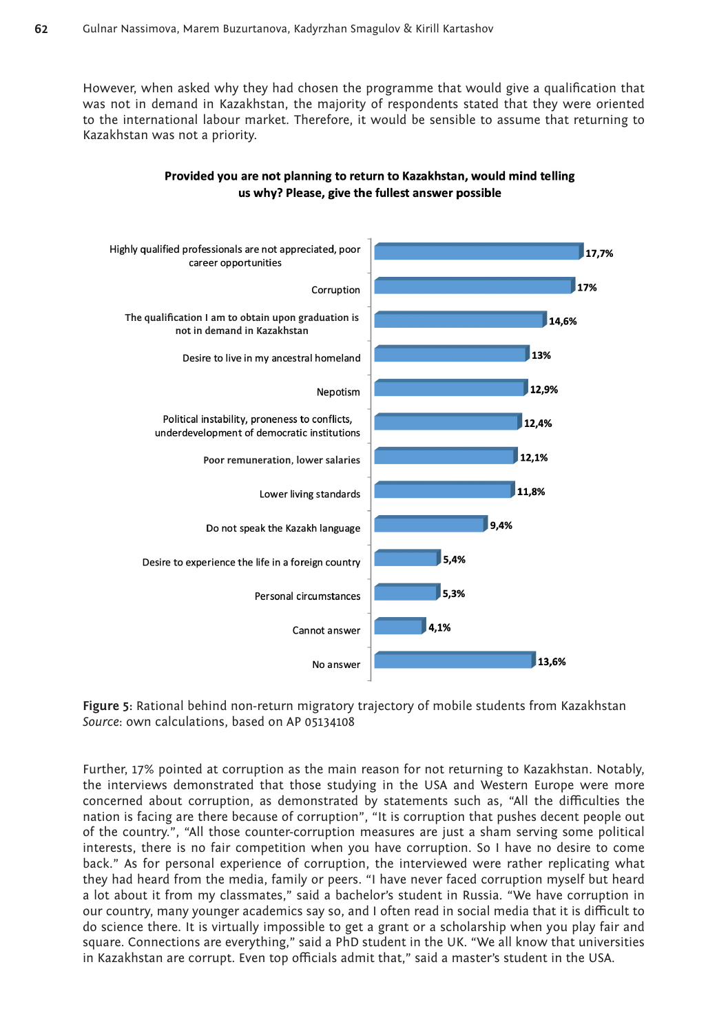However, when asked why they had chosen the programme that would give a qualification that was not in demand in Kazakhstan, the majority of respondents stated that they were oriented to the international labour market. Therefore, it would be sensible to assume that returning to Kazakhstan was not a priority.

**Provided you are not planning to return to Kazakhstan, would mind telling us why? Please, give the fullest answer possible**

| Reason | Share |
|---|---|
| Highly qualified professionals are not appreciated, poor career opportunities | 17,7% |
| Corruption | 17% |
| The qualification I am to obtain upon graduation is not in demand in Kazakhstan | 14,6% |
| Desire to live in my ancestral homeland | 13% |
| Nepotism | 12,9% |
| Political instability, proneness to conflicts, underdevelopment of democratic institutions | 12,4% |
| Poor remuneration, lower salaries | 12,1% |
| Lower living standards | 11,8% |
| Do not speak the Kazakh language | 9,4% |
| Desire to experience the life in a foreign country | 5,4% |
| Personal circumstances | 5,3% |
| Cannot answer | 4,1% |
| No answer | 13,6% |

**Figure 5**: Rational behind non-return migratory trajectory of mobile students from Kazakhstan
*Source*: own calculations, based on AP 05134108

Further, 17% pointed at corruption as the main reason for not returning to Kazakhstan. Notably, the interviews demonstrated that those studying in the USA and Western Europe were more concerned about corruption, as demonstrated by statements such as, "All the difficulties the nation is facing are there because of corruption", "It is corruption that pushes decent people out of the country.", "All those counter-corruption measures are just a sham serving some political interests, there is no fair competition when you have corruption. So I have no desire to come back." As for personal experience of corruption, the interviewed were rather replicating what they had heard from the media, family or peers. "I have never faced corruption myself but heard a lot about it from my classmates," said a bachelor's student in Russia. "We have corruption in our country, many younger academics say so, and I often read in social media that it is difficult to do science there. It is virtually impossible to get a grant or a scholarship when you play fair and square. Connections are everything," said a PhD student in the UK. "We all know that universities in Kazakhstan are corrupt. Even top officials admit that," said a master's student in the USA.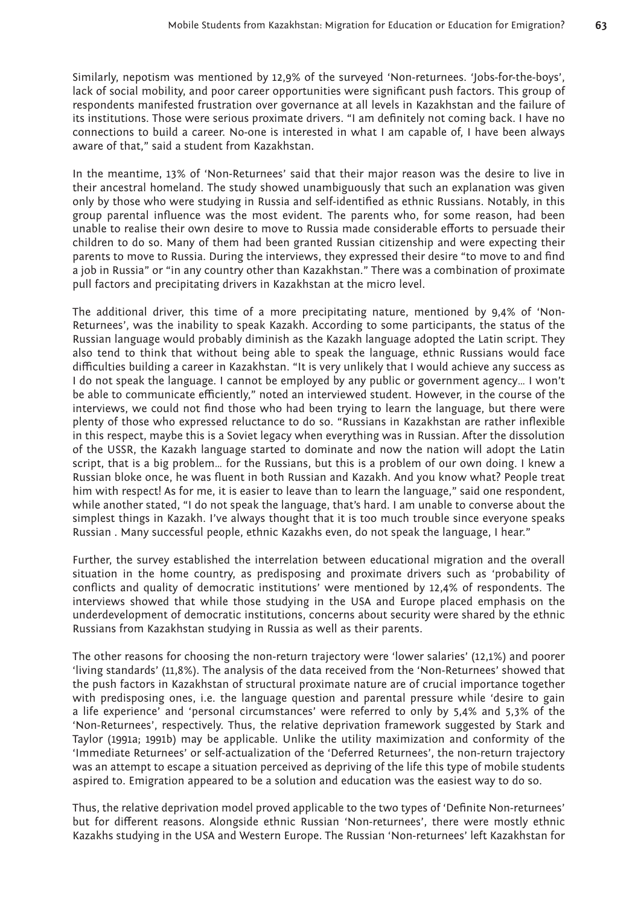Similarly, nepotism was mentioned by 12,9% of the surveyed 'Non-returnees. 'Jobs-for-the-boys', lack of social mobility, and poor career opportunities were significant push factors. This group of respondents manifested frustration over governance at all levels in Kazakhstan and the failure of its institutions. Those were serious proximate drivers. "I am definitely not coming back. I have no connections to build a career. No-one is interested in what I am capable of, I have been always aware of that," said a student from Kazakhstan.

In the meantime, 13% of 'Non-Returnees' said that their major reason was the desire to live in their ancestral homeland. The study showed unambiguously that such an explanation was given only by those who were studying in Russia and self-identified as ethnic Russians. Notably, in this group parental influence was the most evident. The parents who, for some reason, had been unable to realise their own desire to move to Russia made considerable efforts to persuade their children to do so. Many of them had been granted Russian citizenship and were expecting their parents to move to Russia. During the interviews, they expressed their desire "to move to and find a job in Russia" or "in any country other than Kazakhstan." There was a combination of proximate pull factors and precipitating drivers in Kazakhstan at the micro level.

The additional driver, this time of a more precipitating nature, mentioned by 9,4% of 'Non-Returnees', was the inability to speak Kazakh. According to some participants, the status of the Russian language would probably diminish as the Kazakh language adopted the Latin script. They also tend to think that without being able to speak the language, ethnic Russians would face difficulties building a career in Kazakhstan. "It is very unlikely that I would achieve any success as I do not speak the language. I cannot be employed by any public or government agency… I won't be able to communicate efficiently," noted an interviewed student. However, in the course of the interviews, we could not find those who had been trying to learn the language, but there were plenty of those who expressed reluctance to do so. "Russians in Kazakhstan are rather inflexible in this respect, maybe this is a Soviet legacy when everything was in Russian. After the dissolution of the USSR, the Kazakh language started to dominate and now the nation will adopt the Latin script, that is a big problem… for the Russians, but this is a problem of our own doing. I knew a Russian bloke once, he was fluent in both Russian and Kazakh. And you know what? People treat him with respect! As for me, it is easier to leave than to learn the language," said one respondent, while another stated, "I do not speak the language, that's hard. I am unable to converse about the simplest things in Kazakh. I've always thought that it is too much trouble since everyone speaks Russian . Many successful people, ethnic Kazakhs even, do not speak the language, I hear."

Further, the survey established the interrelation between educational migration and the overall situation in the home country, as predisposing and proximate drivers such as 'probability of conflicts and quality of democratic institutions' were mentioned by 12,4% of respondents. The interviews showed that while those studying in the USA and Europe placed emphasis on the underdevelopment of democratic institutions, concerns about security were shared by the ethnic Russians from Kazakhstan studying in Russia as well as their parents.

The other reasons for choosing the non-return trajectory were 'lower salaries' (12,1%) and poorer 'living standards' (11,8%). The analysis of the data received from the 'Non-Returnees' showed that the push factors in Kazakhstan of structural proximate nature are of crucial importance together with predisposing ones, i.e. the language question and parental pressure while 'desire to gain a life experience' and 'personal circumstances' were referred to only by 5,4% and 5,3% of the 'Non-Returnees', respectively. Thus, the relative deprivation framework suggested by Stark and Taylor (1991a; 1991b) may be applicable. Unlike the utility maximization and conformity of the 'Immediate Returnees' or self-actualization of the 'Deferred Returnees', the non-return trajectory was an attempt to escape a situation perceived as depriving of the life this type of mobile students aspired to. Emigration appeared to be a solution and education was the easiest way to do so.

Thus, the relative deprivation model proved applicable to the two types of 'Definite Non-returnees' but for different reasons. Alongside ethnic Russian 'Non-returnees', there were mostly ethnic Kazakhs studying in the USA and Western Europe. The Russian 'Non-returnees' left Kazakhstan for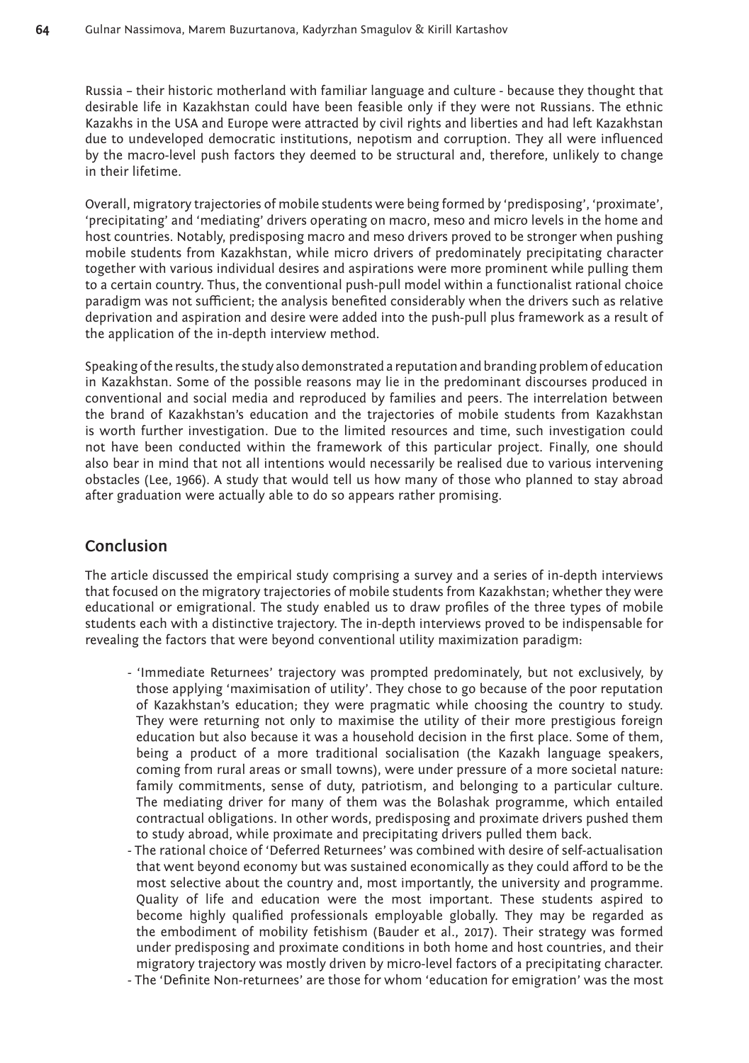Russia – their historic motherland with familiar language and culture - because they thought that desirable life in Kazakhstan could have been feasible only if they were not Russians. The ethnic Kazakhs in the USA and Europe were attracted by civil rights and liberties and had left Kazakhstan due to undeveloped democratic institutions, nepotism and corruption. They all were influenced by the macro-level push factors they deemed to be structural and, therefore, unlikely to change in their lifetime.

Overall, migratory trajectories of mobile students were being formed by 'predisposing', 'proximate', 'precipitating' and 'mediating' drivers operating on macro, meso and micro levels in the home and host countries. Notably, predisposing macro and meso drivers proved to be stronger when pushing mobile students from Kazakhstan, while micro drivers of predominately precipitating character together with various individual desires and aspirations were more prominent while pulling them to a certain country. Thus, the conventional push-pull model within a functionalist rational choice paradigm was not sufficient; the analysis benefited considerably when the drivers such as relative deprivation and aspiration and desire were added into the push-pull plus framework as a result of the application of the in-depth interview method.

Speaking of the results, the study also demonstrated a reputation and branding problem of education in Kazakhstan. Some of the possible reasons may lie in the predominant discourses produced in conventional and social media and reproduced by families and peers. The interrelation between the brand of Kazakhstan's education and the trajectories of mobile students from Kazakhstan is worth further investigation. Due to the limited resources and time, such investigation could not have been conducted within the framework of this particular project. Finally, one should also bear in mind that not all intentions would necessarily be realised due to various intervening obstacles (Lee, 1966). A study that would tell us how many of those who planned to stay abroad after graduation were actually able to do so appears rather promising.

## Conclusion

The article discussed the empirical study comprising a survey and a series of in-depth interviews that focused on the migratory trajectories of mobile students from Kazakhstan; whether they were educational or emigrational. The study enabled us to draw profiles of the three types of mobile students each with a distinctive trajectory. The in-depth interviews proved to be indispensable for revealing the factors that were beyond conventional utility maximization paradigm:

- 'Immediate Returnees' trajectory was prompted predominately, but not exclusively, by those applying 'maximisation of utility'. They chose to go because of the poor reputation of Kazakhstan's education; they were pragmatic while choosing the country to study. They were returning not only to maximise the utility of their more prestigious foreign education but also because it was a household decision in the first place. Some of them, being a product of a more traditional socialisation (the Kazakh language speakers, coming from rural areas or small towns), were under pressure of a more societal nature: family commitments, sense of duty, patriotism, and belonging to a particular culture. The mediating driver for many of them was the Bolashak programme, which entailed contractual obligations. In other words, predisposing and proximate drivers pushed them to study abroad, while proximate and precipitating drivers pulled them back.
- The rational choice of 'Deferred Returnees' was combined with desire of self-actualisation that went beyond economy but was sustained economically as they could afford to be the most selective about the country and, most importantly, the university and programme. Quality of life and education were the most important. These students aspired to become highly qualified professionals employable globally. They may be regarded as the embodiment of mobility fetishism (Bauder et al., 2017). Their strategy was formed under predisposing and proximate conditions in both home and host countries, and their migratory trajectory was mostly driven by micro-level factors of a precipitating character.
- The 'Definite Non-returnees' are those for whom 'education for emigration' was the most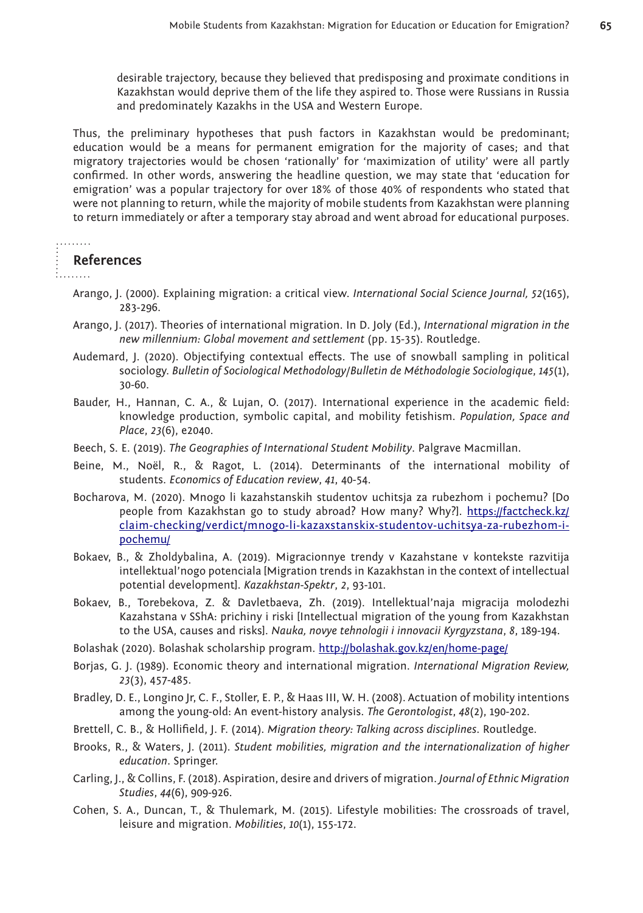desirable trajectory, because they believed that predisposing and proximate conditions in Kazakhstan would deprive them of the life they aspired to. Those were Russians in Russia and predominately Kazakhs in the USA and Western Europe.

Thus, the preliminary hypotheses that push factors in Kazakhstan would be predominant; education would be a means for permanent emigration for the majority of cases; and that migratory trajectories would be chosen 'rationally' for 'maximization of utility' were all partly confirmed. In other words, answering the headline question, we may state that 'education for emigration' was a popular trajectory for over 18% of those 40% of respondents who stated that were not planning to return, while the majority of mobile students from Kazakhstan were planning to return immediately or after a temporary stay abroad and went abroad for educational purposes.

## References

Arango, J. (2000). Explaining migration: a critical view. *International Social Science Journal, 52*(165), 283-296.

Arango, J. (2017). Theories of international migration. In D. Joly (Ed.), *International migration in the new millennium: Global movement and settlement* (pp. 15-35). Routledge.

Audemard, J. (2020). Objectifying contextual effects. The use of snowball sampling in political sociology. *Bulletin of Sociological Methodology/Bulletin de Méthodologie Sociologique*, *145*(1), 30-60.

Bauder, H., Hannan, C. A., & Lujan, O. (2017). International experience in the academic field: knowledge production, symbolic capital, and mobility fetishism. *Population, Space and Place*, *23*(6), e2040.

Beech, S. E. (2019). *The Geographies of International Student Mobility*. Palgrave Macmillan.

Beine, M., Noël, R., & Ragot, L. (2014). Determinants of the international mobility of students. *Economics of Education review*, *41*, 40-54.

Bocharova, M. (2020). Mnogo li kazahstanskih studentov uchitsja za rubezhom i pochemu? [Do people from Kazakhstan go to study abroad? How many? Why?]. https://factcheck.kz/claim-checking/verdict/mnogo-li-kazaxstanskix-studentov-uchitsya-za-rubezhom-i-pochemu/

Bokaev, B., & Zholdybalina, A. (2019). Migracionnye trendy v Kazahstane v kontekste razvitija intellektual'nogo potenciala [Migration trends in Kazakhstan in the context of intellectual potential development]. *Kazakhstan-Spektr*, *2*, 93-101.

Bokaev, B., Torebekova, Z. & Davletbaeva, Zh. (2019). Intellektual'naja migracija molodezhi Kazahstana v SShA: prichiny i riski [Intellectual migration of the young from Kazakhstan to the USA, causes and risks]. *Nauka, novye tehnologii i innovacii Kyrgyzstana*, *8*, 189-194.

Bolashak (2020). Bolashak scholarship program. http://bolashak.gov.kz/en/home-page/

Borjas, G. J. (1989). Economic theory and international migration. *International Migration Review, 23*(3), 457-485.

Bradley, D. E., Longino Jr, C. F., Stoller, E. P., & Haas III, W. H. (2008). Actuation of mobility intentions among the young-old: An event-history analysis. *The Gerontologist*, *48*(2), 190-202.

Brettell, C. B., & Hollifield, J. F. (2014). *Migration theory: Talking across disciplines*. Routledge.

Brooks, R., & Waters, J. (2011). *Student mobilities, migration and the internationalization of higher education*. Springer.

Carling, J., & Collins, F. (2018). Aspiration, desire and drivers of migration. *Journal of Ethnic Migration Studies*, *44*(6), 909-926.

Cohen, S. A., Duncan, T., & Thulemark, M. (2015). Lifestyle mobilities: The crossroads of travel, leisure and migration. *Mobilities*, *10*(1), 155-172.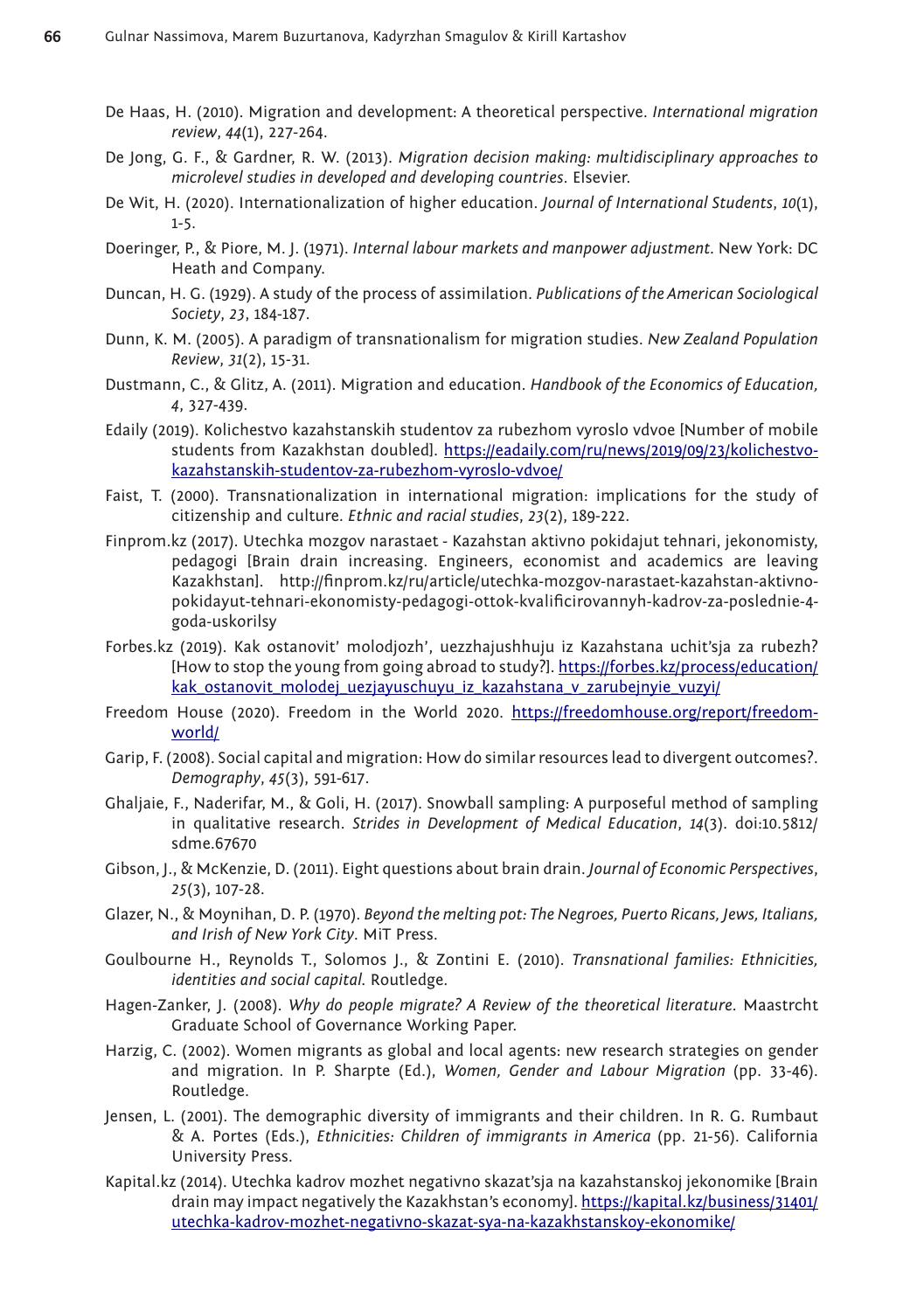De Haas, H. (2010). Migration and development: A theoretical perspective. *International migration review*, *44*(1), 227-264.

De Jong, G. F., & Gardner, R. W. (2013). *Migration decision making: multidisciplinary approaches to microlevel studies in developed and developing countries.* Elsevier.

De Wit, H. (2020). Internationalization of higher education. *Journal of International Students*, *10*(1), 1-5.

Doeringer, P., & Piore, M. J. (1971). *Internal labour markets and manpower adjustment*. New York: DC Heath and Company.

Duncan, H. G. (1929). A study of the process of assimilation. *Publications of the American Sociological Society*, *23*, 184-187.

Dunn, K. M. (2005). A paradigm of transnationalism for migration studies. *New Zealand Population Review*, *31*(2), 15-31.

Dustmann, C., & Glitz, A. (2011). Migration and education. *Handbook of the Economics of Education, 4*, 327-439.

Edaily (2019). Kolichestvo kazahstanskih studentov za rubezhom vyroslo vdvoe [Number of mobile students from Kazakhstan doubled]. https://eadaily.com/ru/news/2019/09/23/kolichestvo-kazahstanskih-studentov-za-rubezhom-vyroslo-vdvoe/

Faist, T. (2000). Transnationalization in international migration: implications for the study of citizenship and culture. *Ethnic and racial studies*, *23*(2), 189-222.

Finprom.kz (2017). Utechka mozgov narastaet - Kazahstan aktivno pokidajut tehnari, jekonomisty, pedagogi [Brain drain increasing. Engineers, economist and academics are leaving Kazakhstan]. http://finprom.kz/ru/article/utechka-mozgov-narastaet-kazahstan-aktivno-pokidayut-tehnari-ekonomisty-pedagogi-ottok-kvalificirovannyh-kadrov-za-poslednie-4-goda-uskorilsy

Forbes.kz (2019). Kak ostanovit' molodjozh', uezzhajushhuju iz Kazahstana uchit'sja za rubezh? [How to stop the young from going abroad to study?]. https://forbes.kz/process/education/kak_ostanovit_molodej_uezjayuschuyu_iz_kazahstana_v_zarubejnyie_vuzyi/

Freedom House (2020). Freedom in the World 2020. https://freedomhouse.org/report/freedom-world/

Garip, F. (2008). Social capital and migration: How do similar resources lead to divergent outcomes?. *Demography*, *45*(3), 591-617.

Ghaljaie, F., Naderifar, M., & Goli, H. (2017). Snowball sampling: A purposeful method of sampling in qualitative research. *Strides in Development of Medical Education*, *14*(3). doi:10.5812/sdme.67670

Gibson, J., & McKenzie, D. (2011). Eight questions about brain drain. *Journal of Economic Perspectives*, *25*(3), 107-28.

Glazer, N., & Moynihan, D. P. (1970). *Beyond the melting pot: The Negroes, Puerto Ricans, Jews, Italians, and Irish of New York City*. MiT Press.

Goulbourne H., Reynolds T., Solomos J., & Zontini E. (2010). *Transnational families: Ethnicities, identities and social capital.* Routledge.

Hagen-Zanker, J. (2008). *Why do people migrate? A Review of the theoretical literature.* Maastrcht Graduate School of Governance Working Paper.

Harzig, C. (2002). Women migrants as global and local agents: new research strategies on gender and migration. In P. Sharpte (Ed.), *Women, Gender and Labour Migration* (pp. 33-46). Routledge.

Jensen, L. (2001). The demographic diversity of immigrants and their children. In R. G. Rumbaut & A. Portes (Eds.), *Ethnicities: Children of immigrants in America* (pp. 21-56). California University Press.

Kapital.kz (2014). Utechka kadrov mozhet negativno skazat'sja na kazahstanskoj jekonomike [Brain drain may impact negatively the Kazakhstan's economy]. https://kapital.kz/business/31401/utechka-kadrov-mozhet-negativno-skazat-sya-na-kazakhstanskoy-ekonomike/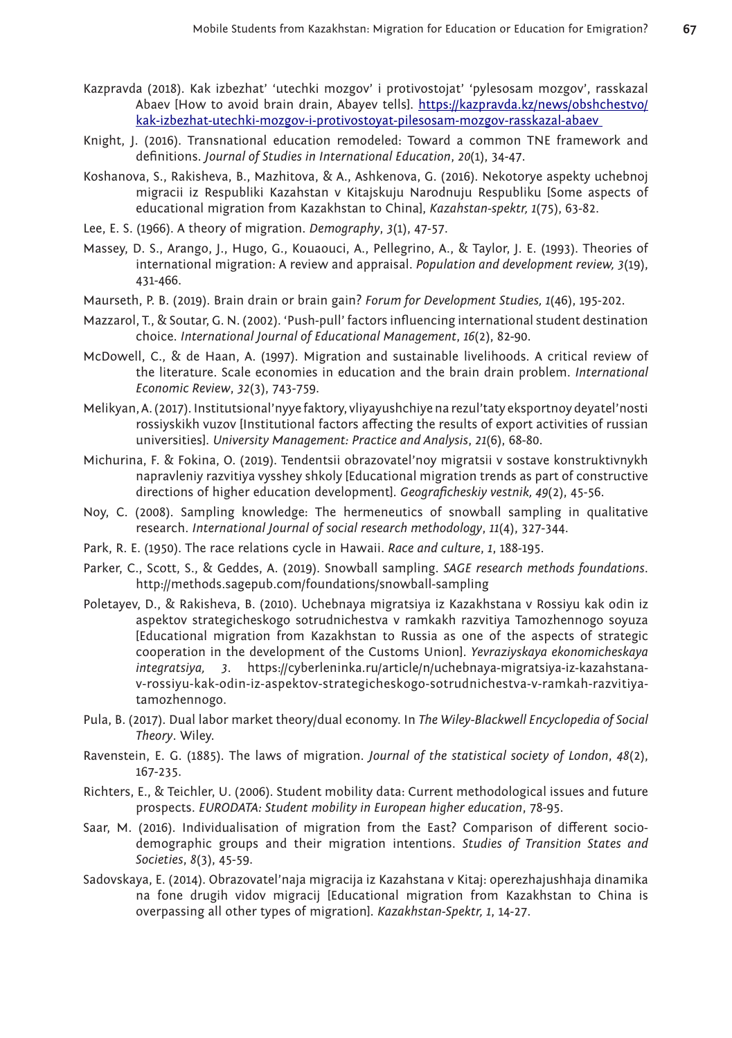Kazpravda (2018). Kak izbezhat' 'utechki mozgov' i protivostojat' 'pylesosam mozgov', rasskazal Abaev [How to avoid brain drain, Abayev tells]. https://kazpravda.kz/news/obshchestvo/kak-izbezhat-utechki-mozgov-i-protivostoyat-pilesosam-mozgov-rasskazal-abaev

Knight, J. (2016). Transnational education remodeled: Toward a common TNE framework and definitions. *Journal of Studies in International Education*, *20*(1), 34-47.

Koshanova, S., Rakisheva, B., Mazhitova, & A., Ashkenova, G. (2016). Nekotorye aspekty uchebnoj migracii iz Respubliki Kazahstan v Kitajskuju Narodnuju Respubliku [Some aspects of educational migration from Kazakhstan to China], *Kazahstan-spektr, 1*(75), 63-82.

Lee, E. S. (1966). A theory of migration. *Demography*, *3*(1), 47-57.

Massey, D. S., Arango, J., Hugo, G., Kouaouci, A., Pellegrino, A., & Taylor, J. E. (1993). Theories of international migration: A review and appraisal. *Population and development review, 3*(19), 431-466.

Maurseth, P. B. (2019). Brain drain or brain gain? *Forum for Development Studies, 1*(46), 195-202.

Mazzarol, T., & Soutar, G. N. (2002). 'Push-pull' factors influencing international student destination choice. *International Journal of Educational Management*, *16*(2), 82-90.

McDowell, C., & de Haan, A. (1997). Migration and sustainable livelihoods. A critical review of the literature. Scale economies in education and the brain drain problem. *International Economic Review*, *32*(3), 743-759.

Melikyan, A. (2017). Institutsional'nyye faktory, vliyayushchiye na rezul'taty eksportnoy deyatel'nosti rossiyskikh vuzov [Institutional factors affecting the results of export activities of russian universities]. *University Management: Practice and Analysis*, *21*(6), 68-80.

Michurina, F. & Fokina, O. (2019). Tendentsii obrazovatel'noy migratsii v sostave konstruktivnykh napravleniy razvitiya vysshey shkoly [Educational migration trends as part of constructive directions of higher education development]. *Geograficheskiy vestnik, 49*(2), 45-56.

Noy, C. (2008). Sampling knowledge: The hermeneutics of snowball sampling in qualitative research. *International Journal of social research methodology*, *11*(4), 327-344.

Park, R. E. (1950). The race relations cycle in Hawaii. *Race and culture*, *1*, 188-195.

Parker, C., Scott, S., & Geddes, A. (2019). Snowball sampling. *SAGE research methods foundations*. http://methods.sagepub.com/foundations/snowball-sampling

Poletayev, D., & Rakisheva, B. (2010). Uchebnaya migratsiya iz Kazakhstana v Rossiyu kak odin iz aspektov strategicheskogo sotrudnichestva v ramkakh razvitiya Tamozhennogo soyuza [Educational migration from Kazakhstan to Russia as one of the aspects of strategic cooperation in the development of the Customs Union]. *Yevraziyskaya ekonomicheskaya integratsiya, 3*. https://cyberleninka.ru/article/n/uchebnaya-migratsiya-iz-kazahstana-v-rossiyu-kak-odin-iz-aspektov-strategicheskogo-sotrudnichestva-v-ramkah-razvitiya-tamozhennogo.

Pula, B. (2017). Dual labor market theory/dual economy. In *The Wiley-Blackwell Encyclopedia of Social Theory*. Wiley.

Ravenstein, E. G. (1885). The laws of migration. *Journal of the statistical society of London*, *48*(2), 167-235.

Richters, E., & Teichler, U. (2006). Student mobility data: Current methodological issues and future prospects. *EURODATA: Student mobility in European higher education*, 78-95.

Saar, M. (2016). Individualisation of migration from the East? Comparison of different socio-demographic groups and their migration intentions. *Studies of Transition States and Societies*, *8*(3), 45-59.

Sadovskaya, E. (2014). Obrazovatel'naja migracija iz Kazahstana v Kitaj: operezhajushhaja dinamika na fone drugih vidov migracij [Educational migration from Kazakhstan to China is overpassing all other types of migration]. *Kazakhstan-Spektr, 1*, 14-27.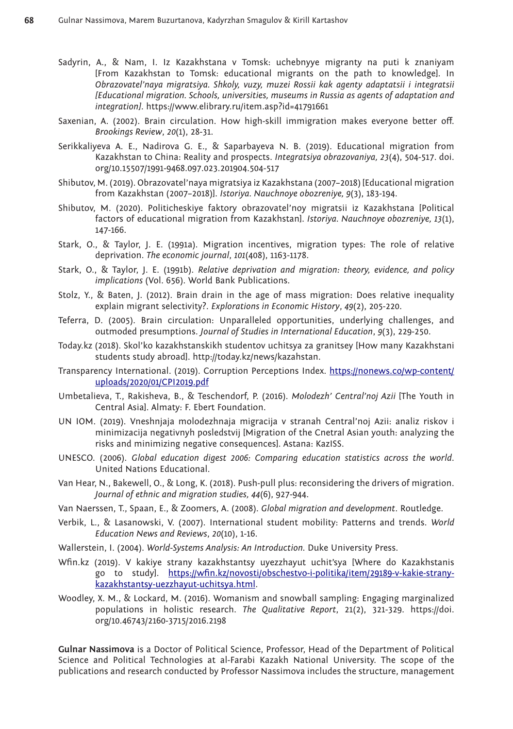Sadyrin, A., & Nam, I. Iz Kazakhstana v Tomsk: uchebnyye migranty na puti k znaniyam [From Kazakhstan to Tomsk: educational migrants on the path to knowledge]. In *Obrazovatel'naya migratsiya. Shkoly, vuzy, muzei Rossii kak agenty adaptatsii i integratsii [Educational migration. Schools, universities, museums in Russia as agents of adaptation and integration]*. https://www.elibrary.ru/item.asp?id=41791661

Saxenian, A. (2002). Brain circulation. How high-skill immigration makes everyone better off. *Brookings Review*, *20*(1), 28-31.

Serikkaliyeva A. E., Nadirova G. E., & Saparbayeva N. B. (2019). Educational migration from Kazakhstan to China: Reality and prospects. *Integratsiya obrazovaniya, 23*(4), 504-517. doi.org/10.15507/1991-9468.097.023.201904.504-517

Shibutov, M. (2019). Obrazovatel'naya migratsiya iz Kazakhstana (2007–2018) [Educational migration from Kazakhstan (2007–2018)]. *Istoriya. Nauchnoye obozreniye, 9*(3), 183-194.

Shibutov, M. (2020). Politicheskiye faktory obrazovatel'noy migratsii iz Kazakhstana [Political factors of educational migration from Kazakhstan]. *Istoriya. Nauchnoye obozreniye, 13*(1), 147-166.

Stark, O., & Taylor, J. E. (1991a). Migration incentives, migration types: The role of relative deprivation. *The economic journal*, *101*(408), 1163-1178.

Stark, O., & Taylor, J. E. (1991b). *Relative deprivation and migration: theory, evidence, and policy implications* (Vol. 656). World Bank Publications.

Stolz, Y., & Baten, J. (2012). Brain drain in the age of mass migration: Does relative inequality explain migrant selectivity?. *Explorations in Economic History*, *49*(2), 205-220.

Teferra, D. (2005). Brain circulation: Unparalleled opportunities, underlying challenges, and outmoded presumptions. *Journal of Studies in International Education*, *9*(3), 229-250.

Today.kz (2018). Skol'ko kazakhstanskikh studentov uchitsya za granitsey [How many Kazakhstani students study abroad]. http://today.kz/news/kazahstan.

Transparency International. (2019). Corruption Perceptions Index. https://nonews.co/wp-content/uploads/2020/01/CPI2019.pdf

Umbetalieva, T., Rakisheva, B., & Teschendorf, P. (2016). *Molodezh' Central'noj Azii* [The Youth in Central Asia]. Almaty: F. Ebert Foundation.

UN IOM. (2019). Vneshnjaja molodezhnaja migracija v stranah Central'noj Azii: analiz riskov i minimizacija negativnyh posledstvij [Migration of the Cnetral Asian youth: analyzing the risks and minimizing negative consequences]. Astana: KazISS.

UNESCO. (2006). *Global education digest 2006: Comparing education statistics across the world*. United Nations Educational.

Van Hear, N., Bakewell, O., & Long, K. (2018). Push-pull plus: reconsidering the drivers of migration. *Journal of ethnic and migration studies, 44*(6), 927-944.

Van Naerssen, T., Spaan, E., & Zoomers, A. (2008). *Global migration and development*. Routledge.

Verbik, L., & Lasanowski, V. (2007). International student mobility: Patterns and trends. *World Education News and Reviews*, *20*(10), 1-16.

Wallerstein, I. (2004). *World-Systems Analysis: An Introduction.* Duke University Press.

Wfin.kz (2019). V kakiye strany kazakhstantsy uyezzhayut uchit'sya [Where do Kazakhstanis go to study]. https://wfin.kz/novosti/obschestvo-i-politika/item/29189-v-kakie-strany-kazakhstantsy-uezzhayut-uchitsya.html.

Woodley, X. M., & Lockard, M. (2016). Womanism and snowball sampling: Engaging marginalized populations in holistic research. *The Qualitative Report*, 21(2), 321-329. https://doi.org/10.46743/2160-3715/2016.2198

**Gulnar Nassimova** is a Doctor of Political Science, Professor, Head of the Department of Political Science and Political Technologies at al-Farabi Kazakh National University. The scope of the publications and research conducted by Professor Nassimova includes the structure, management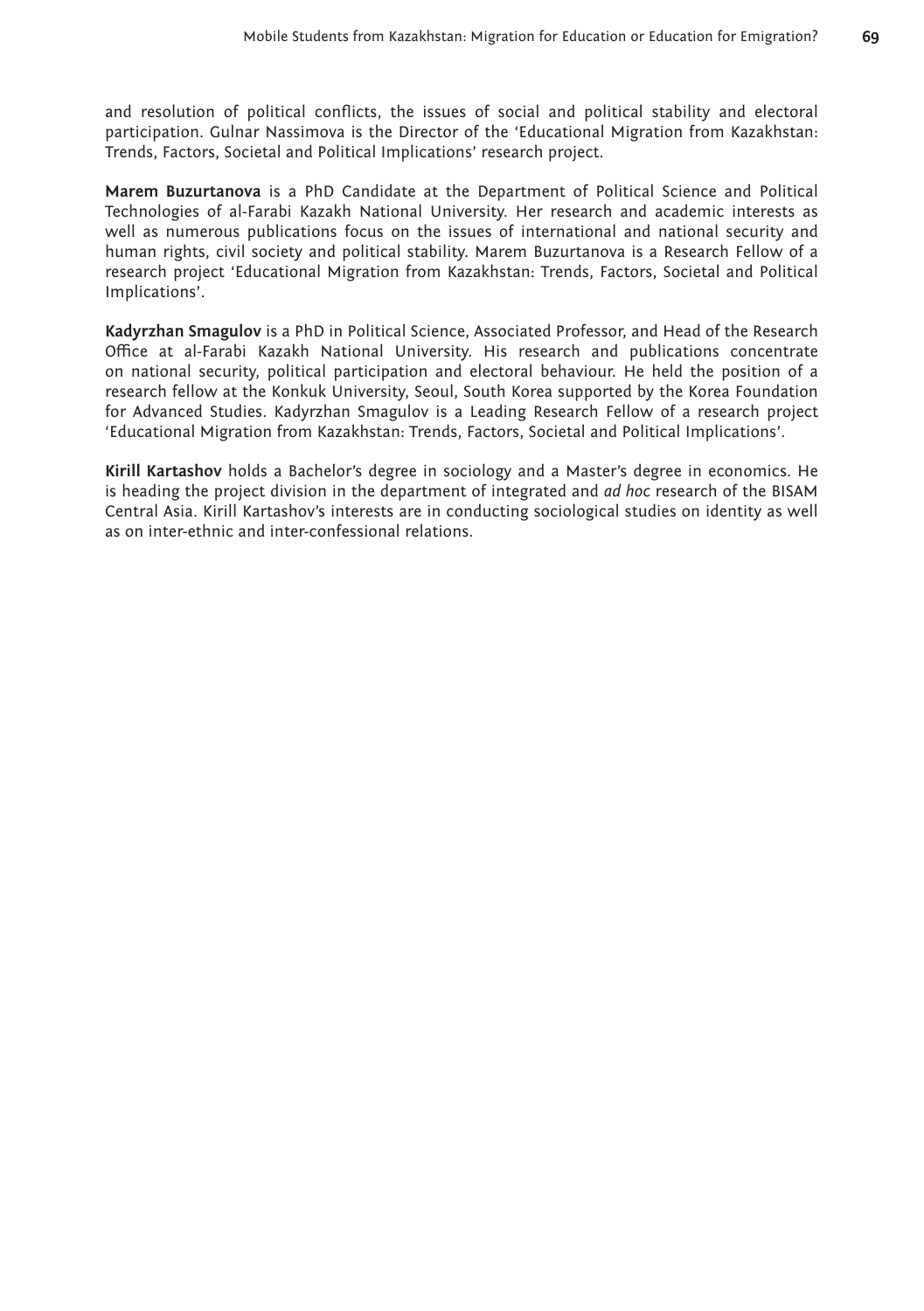and resolution of political conflicts, the issues of social and political stability and electoral participation. Gulnar Nassimova is the Director of the 'Educational Migration from Kazakhstan: Trends, Factors, Societal and Political Implications' research project.

**Marem Buzurtanova** is a PhD Candidate at the Department of Political Science and Political Technologies of al-Farabi Kazakh National University. Her research and academic interests as well as numerous publications focus on the issues of international and national security and human rights, civil society and political stability. Marem Buzurtanova is a Research Fellow of a research project 'Educational Migration from Kazakhstan: Trends, Factors, Societal and Political Implications'.

**Kadyrzhan Smagulov** is a PhD in Political Science, Associated Professor, and Head of the Research Office at al-Farabi Kazakh National University. His research and publications concentrate on national security, political participation and electoral behaviour. He held the position of a research fellow at the Konkuk University, Seoul, South Korea supported by the Korea Foundation for Advanced Studies. Kadyrzhan Smagulov is a Leading Research Fellow of a research project 'Educational Migration from Kazakhstan: Trends, Factors, Societal and Political Implications'.

**Kirill Kartashov** holds a Bachelor's degree in sociology and a Master's degree in economics. He is heading the project division in the department of integrated and *ad hoc* research of the BISAM Central Asia. Kirill Kartashov's interests are in conducting sociological studies on identity as well as on inter-ethnic and inter-confessional relations.